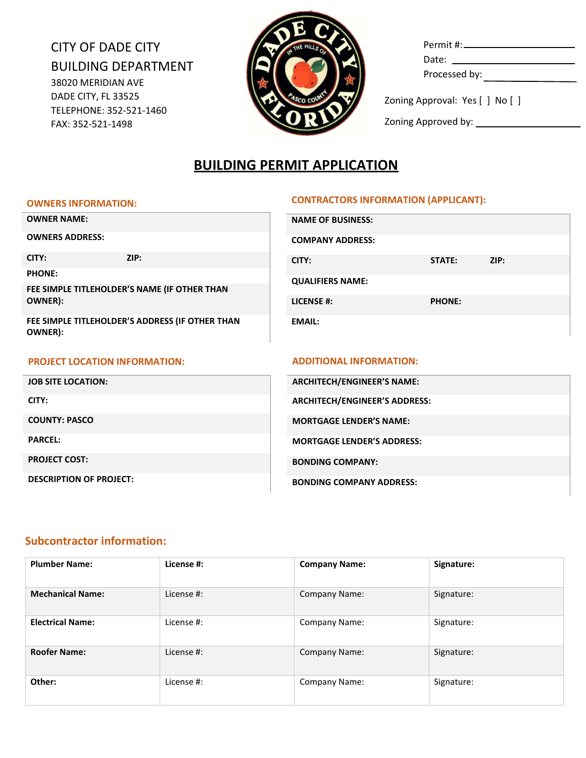CITY OF DADE CITY
BUILDING DEPARTMENT
38020 MERIDIAN AVE
DADE CITY, FL 33525
TELEPHONE: 352-521-1460
FAX: 352-521-1498

Permit #: ____________________
Date: ____________________
Processed by: ____________________

Zoning Approval: Yes [ ] No [ ]

Zoning Approved by: ____________________

# BUILDING PERMIT APPLICATION

## OWNERS INFORMATION:

**OWNER NAME:**

**OWNERS ADDRESS:**

**CITY:** **ZIP:**

**PHONE:**

**FEE SIMPLE TITLEHOLDER'S NAME (IF OTHER THAN OWNER):**

**FEE SIMPLE TITLEHOLDER'S ADDRESS (IF OTHER THAN OWNER):**

## CONTRACTORS INFORMATION (APPLICANT):

**NAME OF BUSINESS:**

**COMPANY ADDRESS:**

**CITY:** **STATE:** **ZIP:**

**QUALIFIERS NAME:**

**LICENSE #:** **PHONE:**

**EMAIL:**

## PROJECT LOCATION INFORMATION:

**JOB SITE LOCATION:**

**CITY:**

**COUNTY: PASCO**

**PARCEL:**

**PROJECT COST:**

**DESCRIPTION OF PROJECT:**

## ADDITIONAL INFORMATION:

**ARCHITECH/ENGINEER'S NAME:**

**ARCHITECH/ENGINEER'S ADDRESS:**

**MORTGAGE LENDER'S NAME:**

**MORTGAGE LENDER'S ADDRESS:**

**BONDING COMPANY:**

**BONDING COMPANY ADDRESS:**

## Subcontractor information:

| **Plumber Name:** | **License #:** | **Company Name:** | **Signature:** |
|---|---|---|---|
| **Mechanical Name:** | License #: | Company Name: | Signature: |
| **Electrical Name:** | License #: | Company Name: | Signature: |
| **Roofer Name:** | License #: | Company Name: | Signature: |
| **Other:** | License #: | Company Name: | Signature: |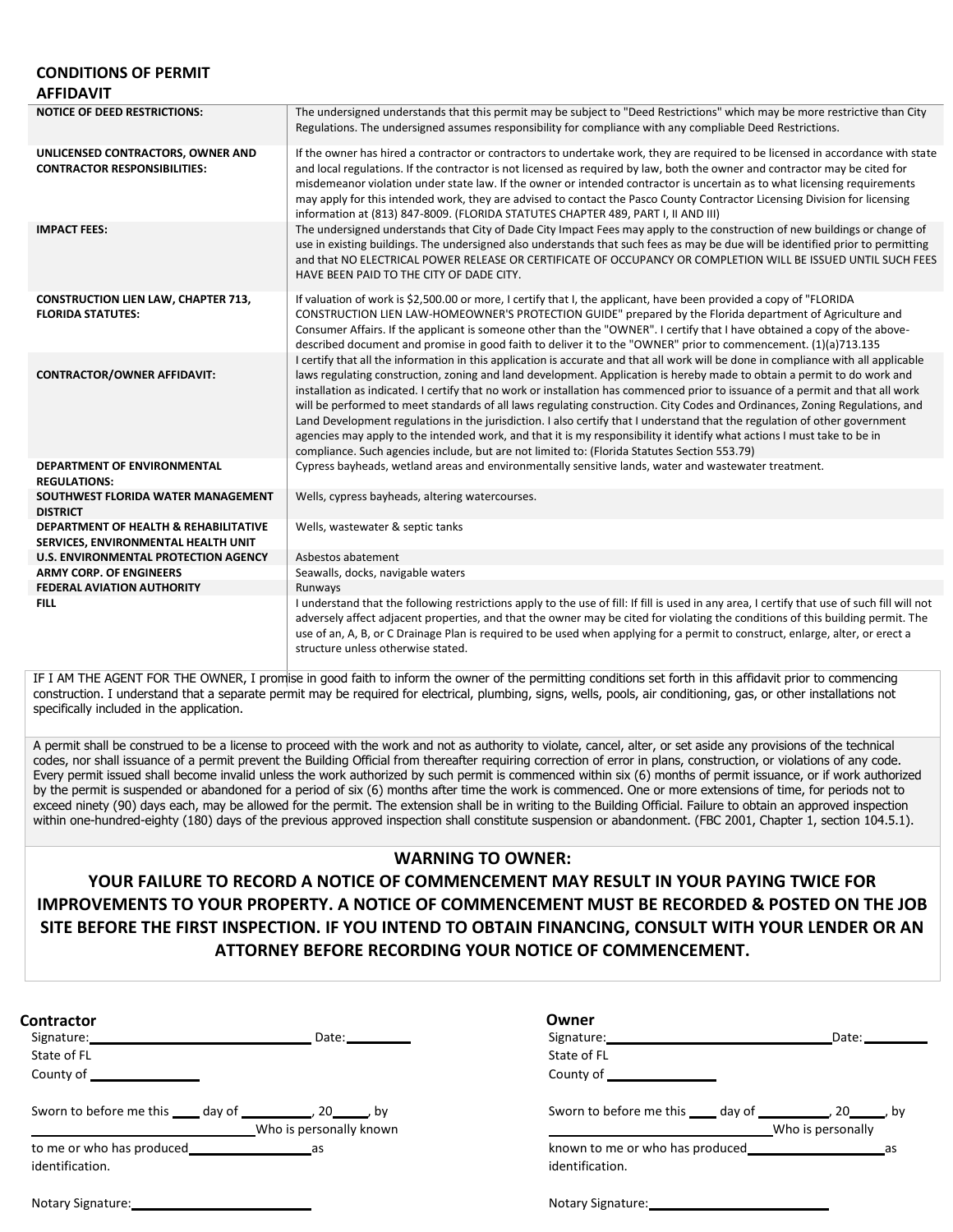## CONDITIONS OF PERMIT AFFIDAVIT

| | |
|---|---|
| **NOTICE OF DEED RESTRICTIONS:** | The undersigned understands that this permit may be subject to "Deed Restrictions" which may be more restrictive than City Regulations. The undersigned assumes responsibility for compliance with any compliable Deed Restrictions. |
| **UNLICENSED CONTRACTORS, OWNER AND CONTRACTOR RESPONSIBILITIES:** | If the owner has hired a contractor or contractors to undertake work, they are required to be licensed in accordance with state and local regulations. If the contractor is not licensed as required by law, both the owner and contractor may be cited for misdemeanor violation under state law. If the owner or intended contractor is uncertain as to what licensing requirements may apply for this intended work, they are advised to contact the Pasco County Contractor Licensing Division for licensing information at (813) 847-8009. (FLORIDA STATUTES CHAPTER 489, PART I, II AND III) |
| **IMPACT FEES:** | The undersigned understands that City of Dade City Impact Fees may apply to the construction of new buildings or change of use in existing buildings. The undersigned also understands that such fees as may be due will be identified prior to permitting and that NO ELECTRICAL POWER RELEASE OR CERTIFICATE OF OCCUPANCY OR COMPLETION WILL BE ISSUED UNTIL SUCH FEES HAVE BEEN PAID TO THE CITY OF DADE CITY. |
| **CONSTRUCTION LIEN LAW, CHAPTER 713, FLORIDA STATUTES:** | If valuation of work is $2,500.00 or more, I certify that I, the applicant, have been provided a copy of "FLORIDA CONSTRUCTION LIEN LAW-HOMEOWNER'S PROTECTION GUIDE" prepared by the Florida department of Agriculture and Consumer Affairs. If the applicant is someone other than the "OWNER". I certify that I have obtained a copy of the above-described document and promise in good faith to deliver it to the "OWNER" prior to commencement. (1)(a)713.135 |
| **CONTRACTOR/OWNER AFFIDAVIT:** | I certify that all the information in this application is accurate and that all work will be done in compliance with all applicable laws regulating construction, zoning and land development. Application is hereby made to obtain a permit to do work and installation as indicated. I certify that no work or installation has commenced prior to issuance of a permit and that all work will be performed to meet standards of all laws regulating construction. City Codes and Ordinances, Zoning Regulations, and Land Development regulations in the jurisdiction. I also certify that I understand that the regulation of other government agencies may apply to the intended work, and that it is my responsibility it identify what actions I must take to be in compliance. Such agencies include, but are not limited to: (Florida Statutes Section 553.79) |
| **DEPARTMENT OF ENVIRONMENTAL REGULATIONS:** | Cypress bayheads, wetland areas and environmentally sensitive lands, water and wastewater treatment. |
| **SOUTHWEST FLORIDA WATER MANAGEMENT DISTRICT** | Wells, cypress bayheads, altering watercourses. |
| **DEPARTMENT OF HEALTH & REHABILITATIVE SERVICES, ENVIRONMENTAL HEALTH UNIT** | Wells, wastewater & septic tanks |
| **U.S. ENVIRONMENTAL PROTECTION AGENCY** | Asbestos abatement |
| **ARMY CORP. OF ENGINEERS** | Seawalls, docks, navigable waters |
| **FEDERAL AVIATION AUTHORITY** | Runways |
| **FILL** | I understand that the following restrictions apply to the use of fill: If fill is used in any area, I certify that use of such fill will not adversely affect adjacent properties, and that the owner may be cited for violating the conditions of this building permit. The use of an, A, B, or C Drainage Plan is required to be used when applying for a permit to construct, enlarge, alter, or erect a structure unless otherwise stated. |

IF I AM THE AGENT FOR THE OWNER, I promise in good faith to inform the owner of the permitting conditions set forth in this affidavit prior to commencing construction. I understand that a separate permit may be required for electrical, plumbing, signs, wells, pools, air conditioning, gas, or other installations not specifically included in the application.

A permit shall be construed to be a license to proceed with the work and not as authority to violate, cancel, alter, or set aside any provisions of the technical codes, nor shall issuance of a permit prevent the Building Official from thereafter requiring correction of error in plans, construction, or violations of any code. Every permit issued shall become invalid unless the work authorized by such permit is commenced within six (6) months of permit issuance, or if work authorized by the permit is suspended or abandoned for a period of six (6) months after time the work is commenced. One or more extensions of time, for periods not to exceed ninety (90) days each, may be allowed for the permit. The extension shall be in writing to the Building Official. Failure to obtain an approved inspection within one-hundred-eighty (180) days of the previous approved inspection shall constitute suspension or abandonment. (FBC 2001, Chapter 1, section 104.5.1).

### WARNING TO OWNER:

**YOUR FAILURE TO RECORD A NOTICE OF COMMENCEMENT MAY RESULT IN YOUR PAYING TWICE FOR IMPROVEMENTS TO YOUR PROPERTY. A NOTICE OF COMMENCEMENT MUST BE RECORDED & POSTED ON THE JOB SITE BEFORE THE FIRST INSPECTION. IF YOU INTEND TO OBTAIN FINANCING, CONSULT WITH YOUR LENDER OR AN ATTORNEY BEFORE RECORDING YOUR NOTICE OF COMMENCEMENT.**

**Contractor**

Signature:______________________________ Date:__________

State of FL

County of ______________

Sworn to before me this ____ day of __________, 20_____, by ______________________________ Who is personally known to me or who has produced __________________ as identification.

Notary Signature:________________________

**Owner**

Signature:______________________________ Date:__________

State of FL

County of ______________

Sworn to before me this ____ day of __________, 20_____, by ______________________________ Who is personally known to me or who has produced __________________ as identification.

Notary Signature:________________________